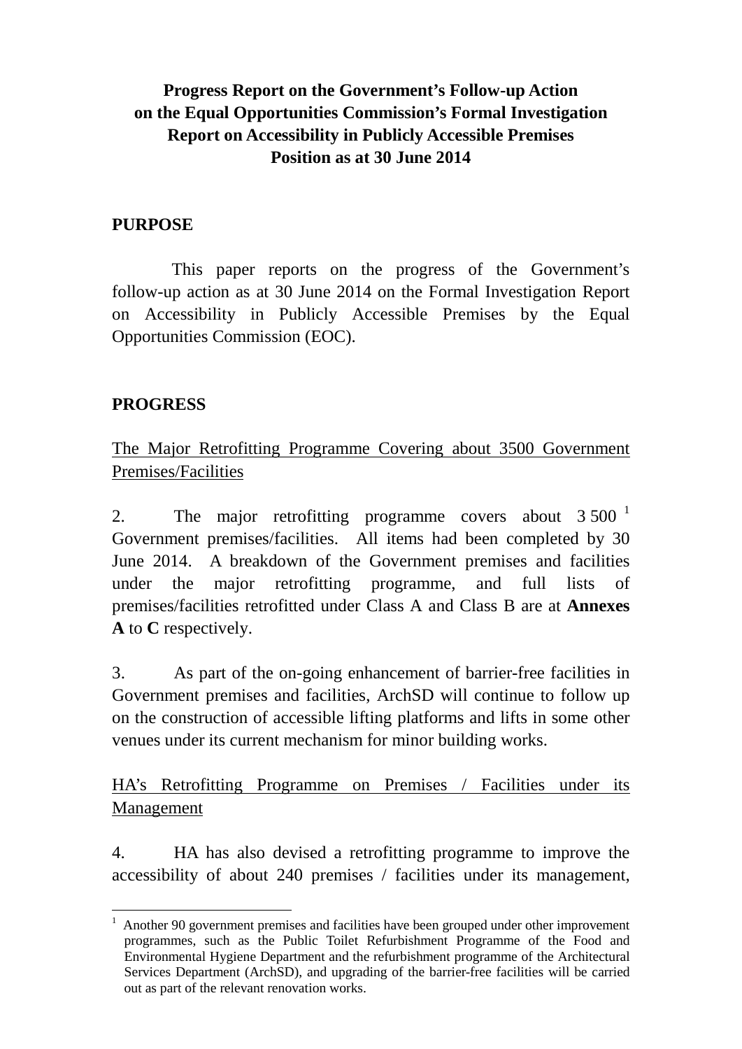# Progress Report on the Government's Follow-up Action on the Equal Opportunities Commission's Formal Investigation Report on Accessibility in Publicly Accessible Premises Position as at 30 June 2014

## PURPOSE

This paper reports on the progress of the Government's follow-up action as at 30 June 2014 on the Formal Investigation Report on Accessibility in Publicly Accessible Premises by the Equal Opportunities Commission (EOC).

## PROGRESS

The Major Retrofitting Programme Covering about 3500 Government Premises/Facilities

2. The major retrofitting programme covers about 3 500 [1] Government premises/facilities. All items had been completed by 30 June 2014. A breakdown of the Government premises and facilities under the major retrofitting programme, and full lists of premises/facilities retrofitted under Class A and Class B are at **Annexes A** to **C** respectively.

3. As part of the on-going enhancement of barrier-free facilities in Government premises and facilities, ArchSD will continue to follow up on the construction of accessible lifting platforms and lifts in some other venues under its current mechanism for minor building works.

HA's Retrofitting Programme on Premises / Facilities under its Management

4. HA has also devised a retrofitting programme to improve the accessibility of about 240 premises / facilities under its management,

---

[1] Another 90 government premises and facilities have been grouped under other improvement programmes, such as the Public Toilet Refurbishment Programme of the Food and Environmental Hygiene Department and the refurbishment programme of the Architectural Services Department (ArchSD), and upgrading of the barrier-free facilities will be carried out as part of the relevant renovation works.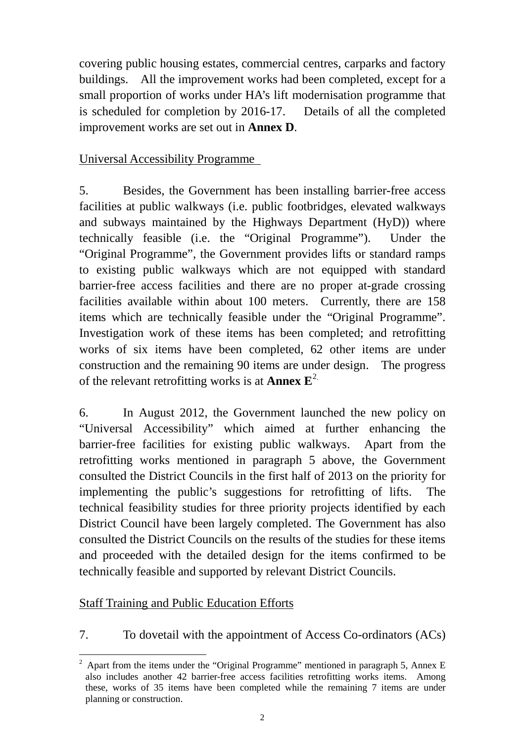covering public housing estates, commercial centres, carparks and factory buildings. All the improvement works had been completed, except for a small proportion of works under HA's lift modernisation programme that is scheduled for completion by 2016-17. Details of all the completed improvement works are set out in **Annex D**.

Universal Accessibility Programme

5. Besides, the Government has been installing barrier-free access facilities at public walkways (i.e. public footbridges, elevated walkways and subways maintained by the Highways Department (HyD)) where technically feasible (i.e. the "Original Programme"). Under the "Original Programme", the Government provides lifts or standard ramps to existing public walkways which are not equipped with standard barrier-free access facilities and there are no proper at-grade crossing facilities available within about 100 meters. Currently, there are 158 items which are technically feasible under the "Original Programme". Investigation work of these items has been completed; and retrofitting works of six items have been completed, 62 other items are under construction and the remaining 90 items are under design. The progress of the relevant retrofitting works is at **Annex E**[2].

6. In August 2012, the Government launched the new policy on "Universal Accessibility" which aimed at further enhancing the barrier-free facilities for existing public walkways. Apart from the retrofitting works mentioned in paragraph 5 above, the Government consulted the District Councils in the first half of 2013 on the priority for implementing the public's suggestions for retrofitting of lifts. The technical feasibility studies for three priority projects identified by each District Council have been largely completed. The Government has also consulted the District Councils on the results of the studies for these items and proceeded with the detailed design for the items confirmed to be technically feasible and supported by relevant District Councils.

Staff Training and Public Education Efforts

7. To dovetail with the appointment of Access Co-ordinators (ACs)

---

[2] Apart from the items under the "Original Programme" mentioned in paragraph 5, Annex E also includes another 42 barrier-free access facilities retrofitting works items. Among these, works of 35 items have been completed while the remaining 7 items are under planning or construction.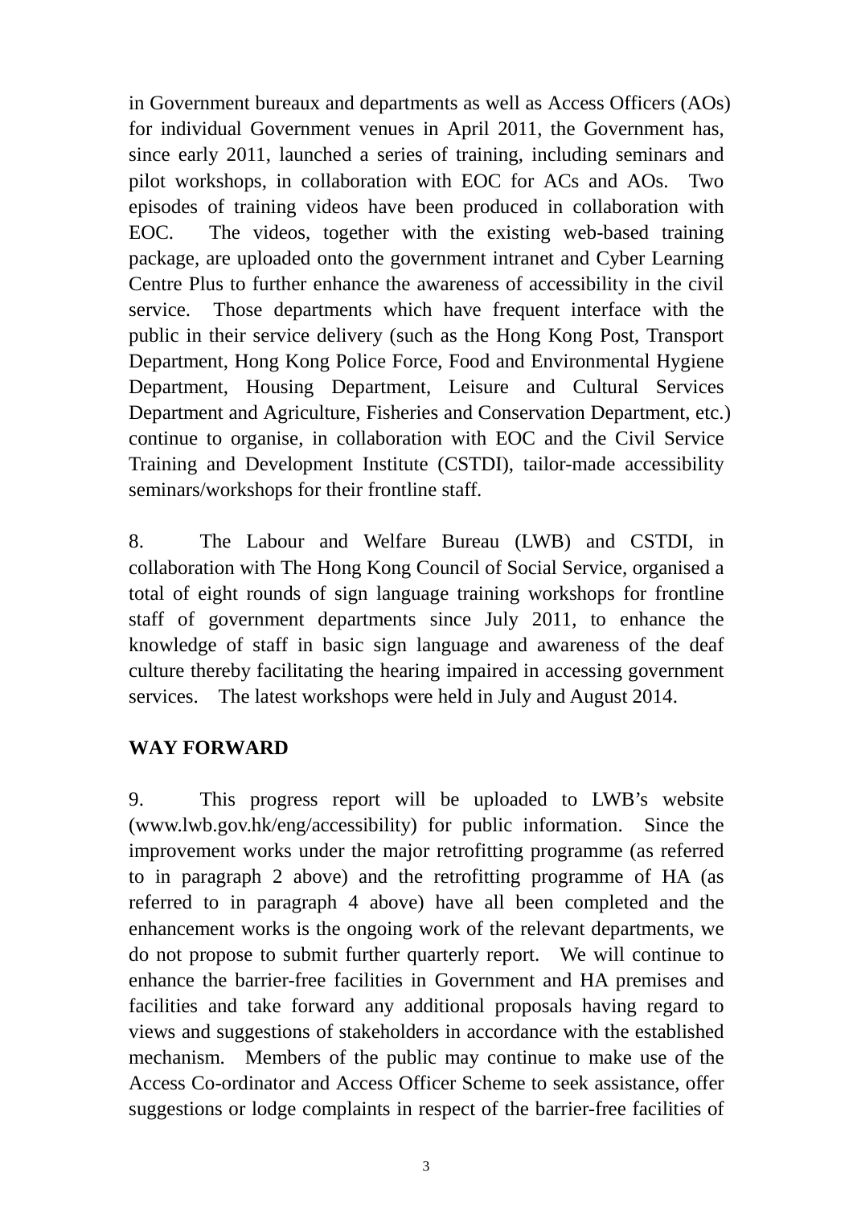in Government bureaux and departments as well as Access Officers (AOs) for individual Government venues in April 2011, the Government has, since early 2011, launched a series of training, including seminars and pilot workshops, in collaboration with EOC for ACs and AOs. Two episodes of training videos have been produced in collaboration with EOC. The videos, together with the existing web-based training package, are uploaded onto the government intranet and Cyber Learning Centre Plus to further enhance the awareness of accessibility in the civil service. Those departments which have frequent interface with the public in their service delivery (such as the Hong Kong Post, Transport Department, Hong Kong Police Force, Food and Environmental Hygiene Department, Housing Department, Leisure and Cultural Services Department and Agriculture, Fisheries and Conservation Department, etc.) continue to organise, in collaboration with EOC and the Civil Service Training and Development Institute (CSTDI), tailor-made accessibility seminars/workshops for their frontline staff.

8. The Labour and Welfare Bureau (LWB) and CSTDI, in collaboration with The Hong Kong Council of Social Service, organised a total of eight rounds of sign language training workshops for frontline staff of government departments since July 2011, to enhance the knowledge of staff in basic sign language and awareness of the deaf culture thereby facilitating the hearing impaired in accessing government services. The latest workshops were held in July and August 2014.

## WAY FORWARD

9. This progress report will be uploaded to LWB's website (www.lwb.gov.hk/eng/accessibility) for public information. Since the improvement works under the major retrofitting programme (as referred to in paragraph 2 above) and the retrofitting programme of HA (as referred to in paragraph 4 above) have all been completed and the enhancement works is the ongoing work of the relevant departments, we do not propose to submit further quarterly report. We will continue to enhance the barrier-free facilities in Government and HA premises and facilities and take forward any additional proposals having regard to views and suggestions of stakeholders in accordance with the established mechanism. Members of the public may continue to make use of the Access Co-ordinator and Access Officer Scheme to seek assistance, offer suggestions or lodge complaints in respect of the barrier-free facilities of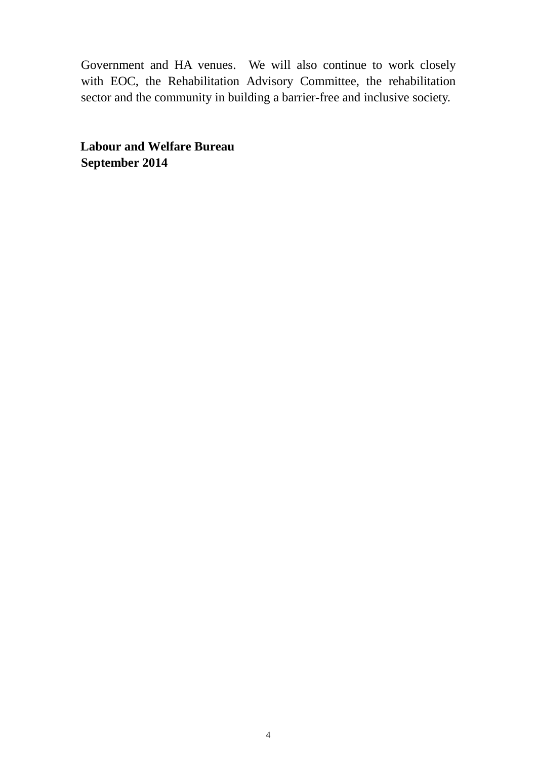Government and HA venues. We will also continue to work closely with EOC, the Rehabilitation Advisory Committee, the rehabilitation sector and the community in building a barrier-free and inclusive society.

**Labour and Welfare Bureau**
**September 2014**